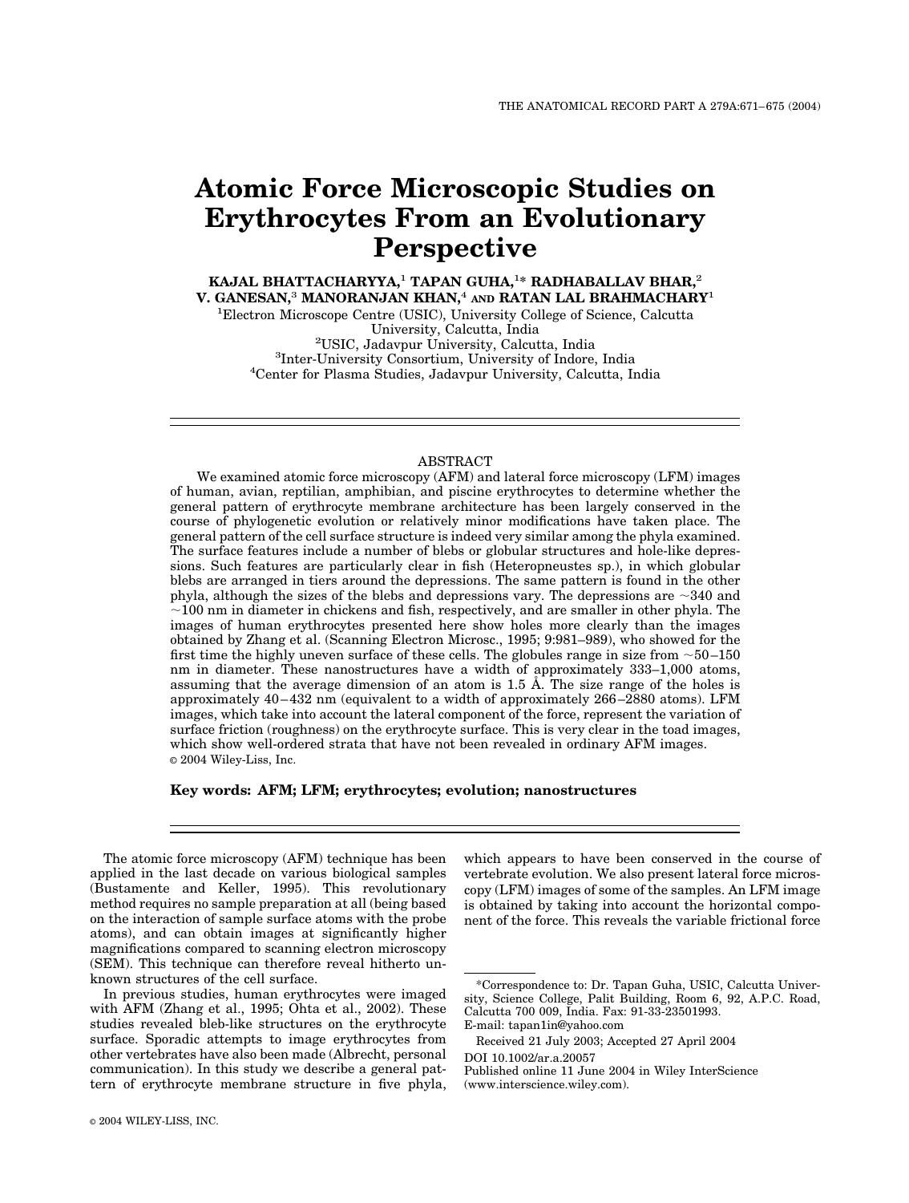# Atomic Force Microscopic Studies on Erythrocytes From an Evolutionary Perspective

**KAJAL BHATTACHARYYA,[1] TAPAN GUHA,[1]* RADHABALLAV BHAR,[2] V. GANESAN,[3] MANORANJAN KHAN,[4] AND RATAN LAL BRAHMACHARY[1]**

[1]Electron Microscope Centre (USIC), University College of Science, Calcutta University, Calcutta, India
[2]USIC, Jadavpur University, Calcutta, India
[3]Inter-University Consortium, University of Indore, India
[4]Center for Plasma Studies, Jadavpur University, Calcutta, India

## ABSTRACT

We examined atomic force microscopy (AFM) and lateral force microscopy (LFM) images of human, avian, reptilian, amphibian, and piscine erythrocytes to determine whether the general pattern of erythrocyte membrane architecture has been largely conserved in the course of phylogenetic evolution or relatively minor modifications have taken place. The general pattern of the cell surface structure is indeed very similar among the phyla examined. The surface features include a number of blebs or globular structures and hole-like depressions. Such features are particularly clear in fish (*Heteropneustes* sp.), in which globular blebs are arranged in tiers around the depressions. The same pattern is found in the other phyla, although the sizes of the blebs and depressions vary. The depressions are ~340 and ~100 nm in diameter in chickens and fish, respectively, and are smaller in other phyla. The images of human erythrocytes presented here show holes more clearly than the images obtained by Zhang et al. (Scanning Electron Microsc., 1995; 9:981–989), who showed for the first time the highly uneven surface of these cells. The globules range in size from ~50–150 nm in diameter. These nanostructures have a width of approximately 333–1,000 atoms, assuming that the average dimension of an atom is 1.5 Å. The size range of the holes is approximately 40–432 nm (equivalent to a width of approximately 266–2880 atoms). LFM images, which take into account the lateral component of the force, represent the variation of surface friction (roughness) on the erythrocyte surface. This is very clear in the toad images, which show well-ordered strata that have not been revealed in ordinary AFM images.
© 2004 Wiley-Liss, Inc.

**Key words: AFM; LFM; erythrocytes; evolution; nanostructures**

The atomic force microscopy (AFM) technique has been applied in the last decade on various biological samples (Bustamante and Keller, 1995). This revolutionary method requires no sample preparation at all (being based on the interaction of sample surface atoms with the probe atoms), and can obtain images at significantly higher magnifications compared to scanning electron microscopy (SEM). This technique can therefore reveal hitherto unknown structures of the cell surface.

In previous studies, human erythrocytes were imaged with AFM (Zhang et al., 1995; Ohta et al., 2002). These studies revealed bleb-like structures on the erythrocyte surface. Sporadic attempts to image erythrocytes from other vertebrates have also been made (Albrecht, personal communication). In this study we describe a general pattern of erythrocyte membrane structure in five phyla, which appears to have been conserved in the course of vertebrate evolution. We also present lateral force microscopy (LFM) images of some of the samples. An LFM image is obtained by taking into account the horizontal component of the force. This reveals the variable frictional force

*Correspondence to: Dr. Tapan Guha, USIC, Calcutta University, Science College, Palit Building, Room 6, 92, A.P.C. Road, Calcutta 700 009, India. Fax: 91-33-23501993.
E-mail: tapan1in@yahoo.com

Received 21 July 2003; Accepted 27 April 2004

DOI 10.1002/ar.a.20057
Published online 11 June 2004 in Wiley InterScience (www.interscience.wiley.com).

© 2004 WILEY-LISS, INC.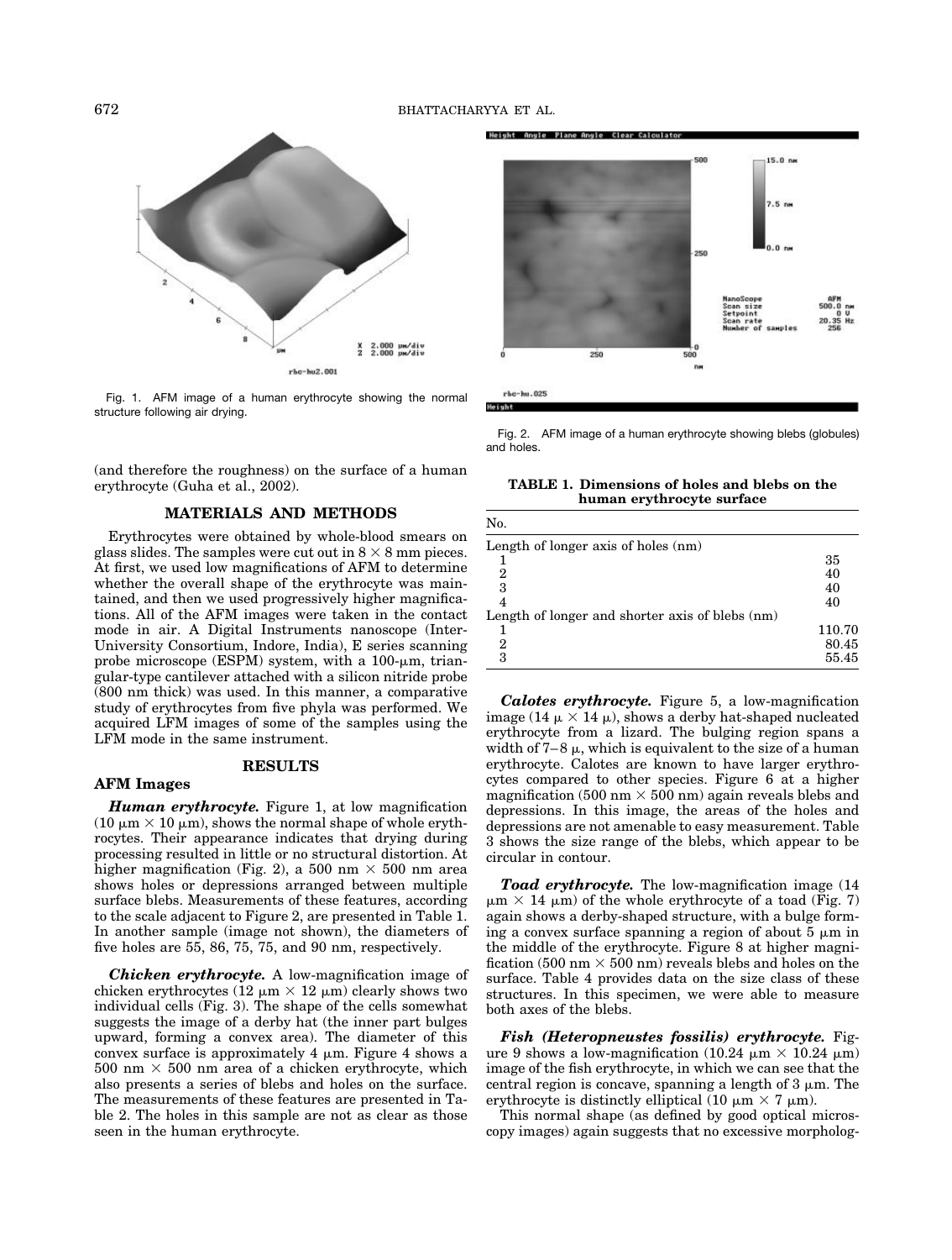Fig. 1. AFM image of a human erythrocyte showing the normal structure following air drying.

Fig. 2. AFM image of a human erythrocyte showing blebs (globules) and holes.

(and therefore the roughness) on the surface of a human erythrocyte (Guha et al., 2002).

## MATERIALS AND METHODS

Erythrocytes were obtained by whole-blood smears on glass slides. The samples were cut out in 8 × 8 mm pieces. At first, we used low magnifications of AFM to determine whether the overall shape of the erythrocyte was maintained, and then we used progressively higher magnifications. All of the AFM images were taken in the contact mode in air. A Digital Instruments nanoscope (Inter-University Consortium, Indore, India), E series scanning probe microscope (ESPM) system, with a 100-μm, triangular-type cantilever attached with a silicon nitride probe (800 nm thick) was used. In this manner, a comparative study of erythrocytes from five phyla was performed. We acquired LFM images of some of the samples using the LFM mode in the same instrument.

## RESULTS

### AFM Images

***Human erythrocyte.*** Figure 1, at low magnification (10 μm × 10 μm), shows the normal shape of whole erythrocytes. Their appearance indicates that drying during processing resulted in little or no structural distortion. At higher magnification (Fig. 2), a 500 nm × 500 nm area shows holes or depressions arranged between multiple surface blebs. Measurements of these features, according to the scale adjacent to Figure 2, are presented in Table 1. In another sample (image not shown), the diameters of five holes are 55, 86, 75, 75, and 90 nm, respectively.

***Chicken erythrocyte.*** A low-magnification image of chicken erythrocytes (12 μm × 12 μm) clearly shows two individual cells (Fig. 3). The shape of the cells somewhat suggests the image of a derby hat (the inner part bulges upward, forming a convex area). The diameter of this convex surface is approximately 4 μm. Figure 4 shows a 500 nm × 500 nm area of a chicken erythrocyte, which also presents a series of blebs and holes on the surface. The measurements of these features are presented in Table 2. The holes in this sample are not as clear as those seen in the human erythrocyte.

**TABLE 1. Dimensions of holes and blebs on the human erythrocyte surface**

| No. | |
|---|---|
| Length of longer axis of holes (nm) | |
| 1 | 35 |
| 2 | 40 |
| 3 | 40 |
| 4 | 40 |
| Length of longer and shorter axis of blebs (nm) | |
| 1 | 110.70 |
| 2 | 80.45 |
| 3 | 55.45 |

***Calotes erythrocyte.*** Figure 5, a low-magnification image (14 μ × 14 μ), shows a derby hat-shaped nucleated erythrocyte from a lizard. The bulging region spans a width of 7–8 μ, which is equivalent to the size of a human erythrocyte. Calotes are known to have larger erythrocytes compared to other species. Figure 6 at a higher magnification (500 nm × 500 nm) again reveals blebs and depressions. In this image, the areas of the holes and depressions are not amenable to easy measurement. Table 3 shows the size range of the blebs, which appear to be circular in contour.

***Toad erythrocyte.*** The low-magnification image (14 μm × 14 μm) of the whole erythrocyte of a toad (Fig. 7) again shows a derby-shaped structure, with a bulge forming a convex surface spanning a region of about 5 μm in the middle of the erythrocyte. Figure 8 at higher magnification (500 nm × 500 nm) reveals blebs and holes on the surface. Table 4 provides data on the size class of these structures. In this specimen, we were able to measure both axes of the blebs.

***Fish (Heteropneustes fossilis) erythrocyte.*** Figure 9 shows a low-magnification (10.24 μm × 10.24 μm) image of the fish erythrocyte, in which we can see that the central region is concave, spanning a length of 3 μm. The erythrocyte is distinctly elliptical (10 μm × 7 μm).

This normal shape (as defined by good optical microscopy images) again suggests that no excessive morpholog-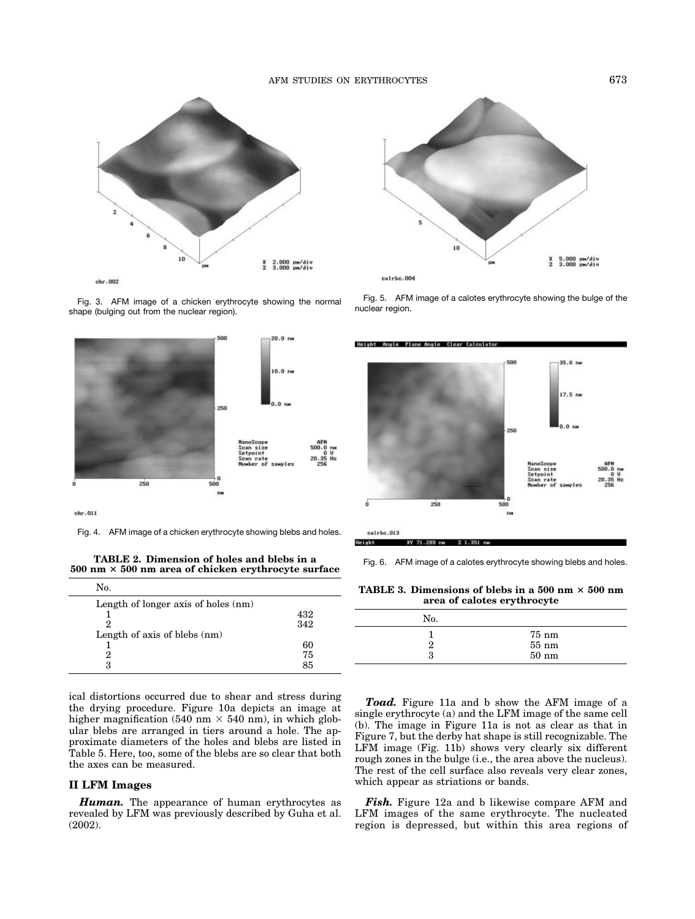Fig. 3. AFM image of a chicken erythrocyte showing the normal shape (bulging out from the nuclear region).

Fig. 4. AFM image of a chicken erythrocyte showing blebs and holes.

**TABLE 2. Dimension of holes and blebs in a 500 nm × 500 nm area of chicken erythrocyte surface**

| No. | |
|---|---|
| Length of longer axis of holes (nm) | |
| 1 | 432 |
| 2 | 342 |
| Length of axis of blebs (nm) | |
| 1 | 60 |
| 2 | 75 |
| 3 | 85 |

Fig. 5. AFM image of a calotes erythrocyte showing the bulge of the nuclear region.

Fig. 6. AFM image of a calotes erythrocyte showing blebs and holes.

**TABLE 3. Dimensions of blebs in a 500 nm × 500 nm area of calotes erythrocyte**

| No. | |
|---|---|
| 1 | 75 nm |
| 2 | 55 nm |
| 3 | 50 nm |

ical distortions occurred due to shear and stress during the drying procedure. Figure 10a depicts an image at higher magnification (540 nm × 540 nm), in which globular blebs are arranged in tiers around a hole. The approximate diameters of the holes and blebs are listed in Table 5. Here, too, some of the blebs are so clear that both the axes can be measured.

## II LFM Images

***Human.*** The appearance of human erythrocytes as revealed by LFM was previously described by Guha et al. (2002).

***Toad.*** Figure 11a and b show the AFM image of a single erythrocyte (a) and the LFM image of the same cell (b). The image in Figure 11a is not as clear as that in Figure 7, but the derby hat shape is still recognizable. The LFM image (Fig. 11b) shows very clearly six different rough zones in the bulge (i.e., the area above the nucleus). The rest of the cell surface also reveals very clear zones, which appear as striations or bands.

***Fish.*** Figure 12a and b likewise compare AFM and LFM images of the same erythrocyte. The nucleated region is depressed, but within this area regions of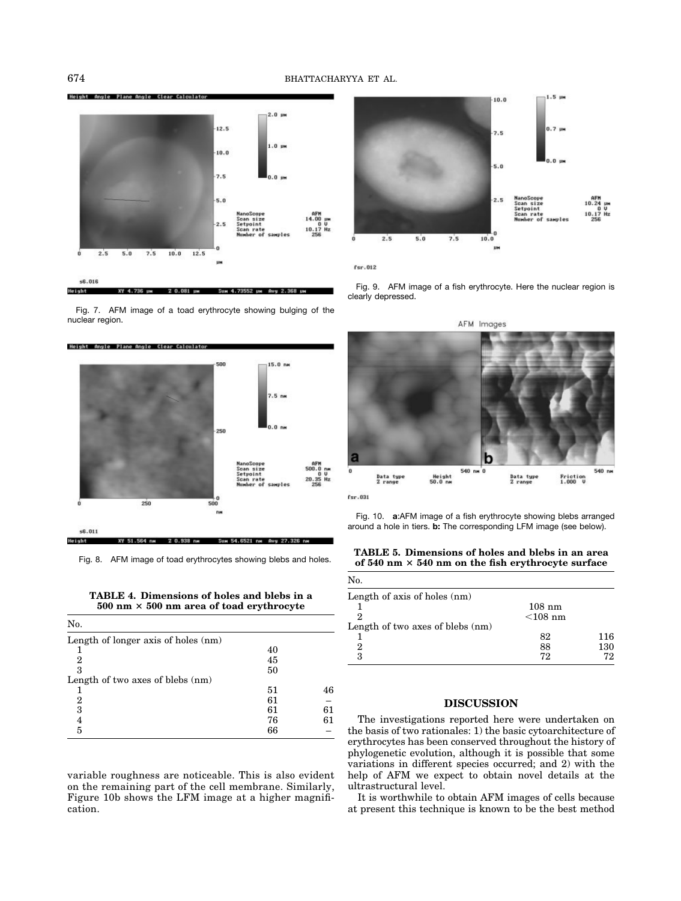Fig. 7. AFM image of a toad erythrocyte showing bulging of the nuclear region.

Fig. 8. AFM image of toad erythrocytes showing blebs and holes.

**TABLE 4. Dimensions of holes and blebs in a 500 nm × 500 nm area of toad erythrocyte**

| No. | | |
|---|---|---|
| Length of longer axis of holes (nm) | | |
| 1 | 40 | |
| 2 | 45 | |
| 3 | 50 | |
| Length of two axes of blebs (nm) | | |
| 1 | 51 | 46 |
| 2 | 61 | – |
| 3 | 61 | 61 |
| 4 | 76 | 61 |
| 5 | 66 | – |

variable roughness are noticeable. This is also evident on the remaining part of the cell membrane. Similarly, Figure 10b shows the LFM image at a higher magnification.

Fig. 9. AFM image of a fish erythrocyte. Here the nuclear region is clearly depressed.

Fig. 10. **a**:AFM image of a fish erythrocyte showing blebs arranged around a hole in tiers. **b:** The corresponding LFM image (see below).

**TABLE 5. Dimensions of holes and blebs in an area of 540 nm × 540 nm on the fish erythrocyte surface**

| No. | | |
|---|---|---|
| Length of axis of holes (nm) | | |
| 1 | 108 nm | |
| 2 | <108 nm | |
| Length of two axes of blebs (nm) | | |
| 1 | 82 | 116 |
| 2 | 88 | 130 |
| 3 | 72 | 72 |

## DISCUSSION

The investigations reported here were undertaken on the basis of two rationales: 1) the basic cytoarchitecture of erythrocytes has been conserved throughout the history of phylogenetic evolution, although it is possible that some variations in different species occurred; and 2) with the help of AFM we expect to obtain novel details at the ultrastructural level.

It is worthwhile to obtain AFM images of cells because at present this technique is known to be the best method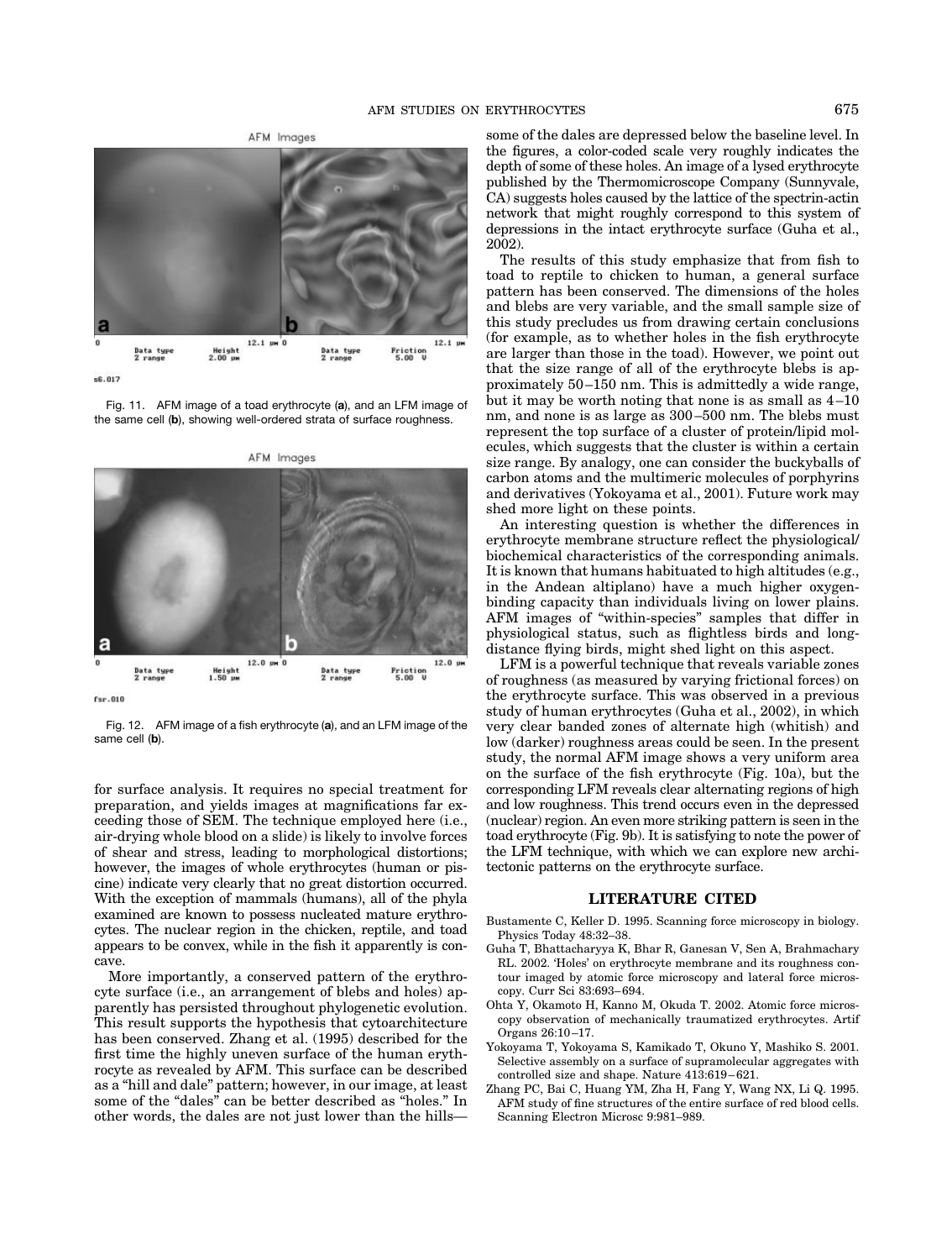AFM Images

0 12.1 µm 0 12.1 µm
Data type Height Data type Friction
Z range 2.00 µm Z range 5.00 V

s6.017

Fig. 11. AFM image of a toad erythrocyte (**a**), and an LFM image of the same cell (**b**), showing well-ordered strata of surface roughness.

AFM Images

0 12.0 µm 0 12.0 µm
Data type Height Data type Friction
Z range 1.50 µm Z range 5.00 V

fsr.010

Fig. 12. AFM image of a fish erythrocyte (**a**), and an LFM image of the same cell (**b**).

for surface analysis. It requires no special treatment for preparation, and yields images at magnifications far exceeding those of SEM. The technique employed here (i.e., air-drying whole blood on a slide) is likely to involve forces of shear and stress, leading to morphological distortions; however, the images of whole erythrocytes (human or piscine) indicate very clearly that no great distortion occurred. With the exception of mammals (humans), all of the phyla examined are known to possess nucleated mature erythrocytes. The nuclear region in the chicken, reptile, and toad appears to be convex, while in the fish it apparently is concave.

More importantly, a conserved pattern of the erythrocyte surface (i.e., an arrangement of blebs and holes) apparently has persisted throughout phylogenetic evolution. This result supports the hypothesis that cytoarchitecture has been conserved. Zhang et al. (1995) described for the first time the highly uneven surface of the human erythrocyte as revealed by AFM. This surface can be described as a "hill and dale" pattern; however, in our image, at least some of the "dales" can be better described as "holes." In other words, the dales are not just lower than the hills—some of the dales are depressed below the baseline level. In the figures, a color-coded scale very roughly indicates the depth of some of these holes. An image of a lysed erythrocyte published by the Thermomicroscope Company (Sunnyvale, CA) suggests holes caused by the lattice of the spectrin-actin network that might roughly correspond to this system of depressions in the intact erythrocyte surface (Guha et al., 2002).

The results of this study emphasize that from fish to toad to reptile to chicken to human, a general surface pattern has been conserved. The dimensions of the holes and blebs are very variable, and the small sample size of this study precludes us from drawing certain conclusions (for example, as to whether holes in the fish erythrocyte are larger than those in the toad). However, we point out that the size range of all of the erythrocyte blebs is approximately 50–150 nm. This is admittedly a wide range, but it may be worth noting that none is as small as 4–10 nm, and none is as large as 300–500 nm. The blebs must represent the top surface of a cluster of protein/lipid molecules, which suggests that the cluster is within a certain size range. By analogy, one can consider the buckyballs of carbon atoms and the multimeric molecules of porphyrins and derivatives (Yokoyama et al., 2001). Future work may shed more light on these points.

An interesting question is whether the differences in erythrocyte membrane structure reflect the physiological/biochemical characteristics of the corresponding animals. It is known that humans habituated to high altitudes (e.g., in the Andean altiplano) have a much higher oxygen-binding capacity than individuals living on lower plains. AFM images of "within-species" samples that differ in physiological status, such as flightless birds and long-distance flying birds, might shed light on this aspect.

LFM is a powerful technique that reveals variable zones of roughness (as measured by varying frictional forces) on the erythrocyte surface. This was observed in a previous study of human erythrocytes (Guha et al., 2002), in which very clear banded zones of alternate high (whitish) and low (darker) roughness areas could be seen. In the present study, the normal AFM image shows a very uniform area on the surface of the fish erythrocyte (Fig. 10a), but the corresponding LFM reveals clear alternating regions of high and low roughness. This trend occurs even in the depressed (nuclear) region. An even more striking pattern is seen in the toad erythrocyte (Fig. 9b). It is satisfying to note the power of the LFM technique, with which we can explore new architectonic patterns on the erythrocyte surface.

## LITERATURE CITED

Bustamente C, Keller D. 1995. Scanning force microscopy in biology. Physics Today 48:32–38.

Guha T, Bhattacharyya K, Bhar R, Ganesan V, Sen A, Brahmachary RL. 2002. 'Holes' on erythrocyte membrane and its roughness contour imaged by atomic force microscopy and lateral force microscopy. Curr Sci 83:693–694.

Ohta Y, Okamoto H, Kanno M, Okuda T. 2002. Atomic force microscopy observation of mechanically traumatized erythrocytes. Artif Organs 26:10–17.

Yokoyama T, Yokoyama S, Kamikado T, Okuno Y, Mashiko S. 2001. Selective assembly on a surface of supramolecular aggregates with controlled size and shape. Nature 413:619–621.

Zhang PC, Bai C, Huang YM, Zha H, Fang Y, Wang NX, Li Q. 1995. AFM study of fine structures of the entire surface of red blood cells. Scanning Electron Microsc 9:981–989.